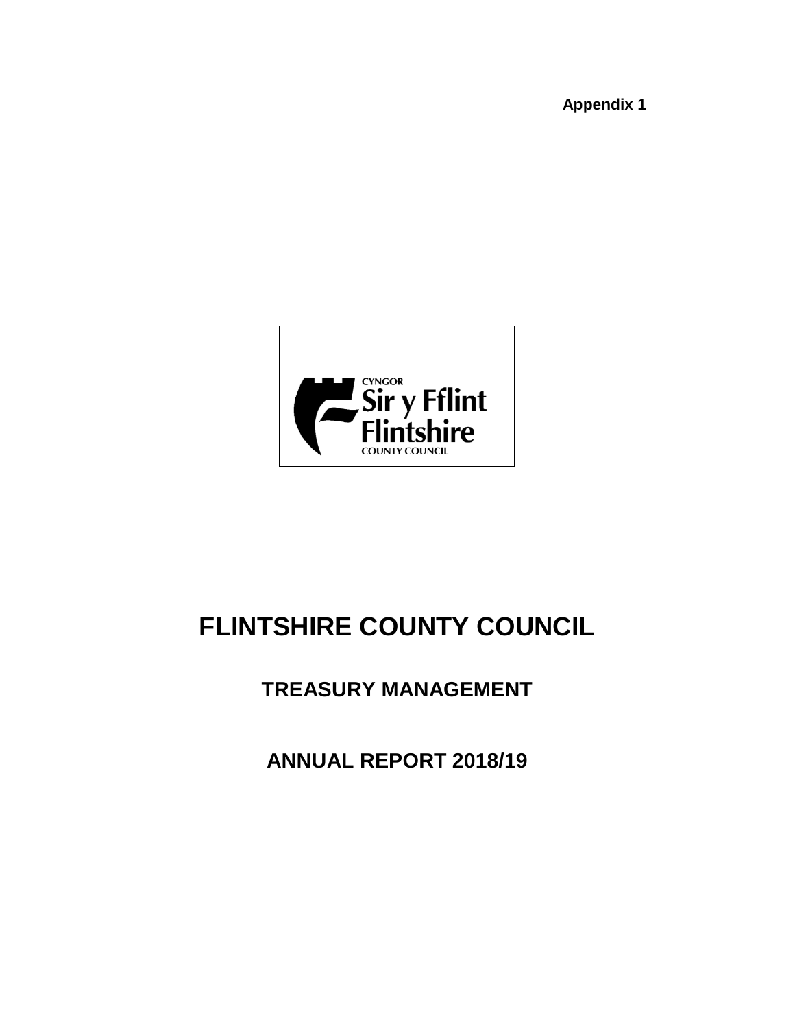**Appendix 1**

CYNGOR
Sir y Fflint
Flintshire
COUNTY COUNCIL

# FLINTSHIRE COUNTY COUNCIL

## TREASURY MANAGEMENT

## ANNUAL REPORT 2018/19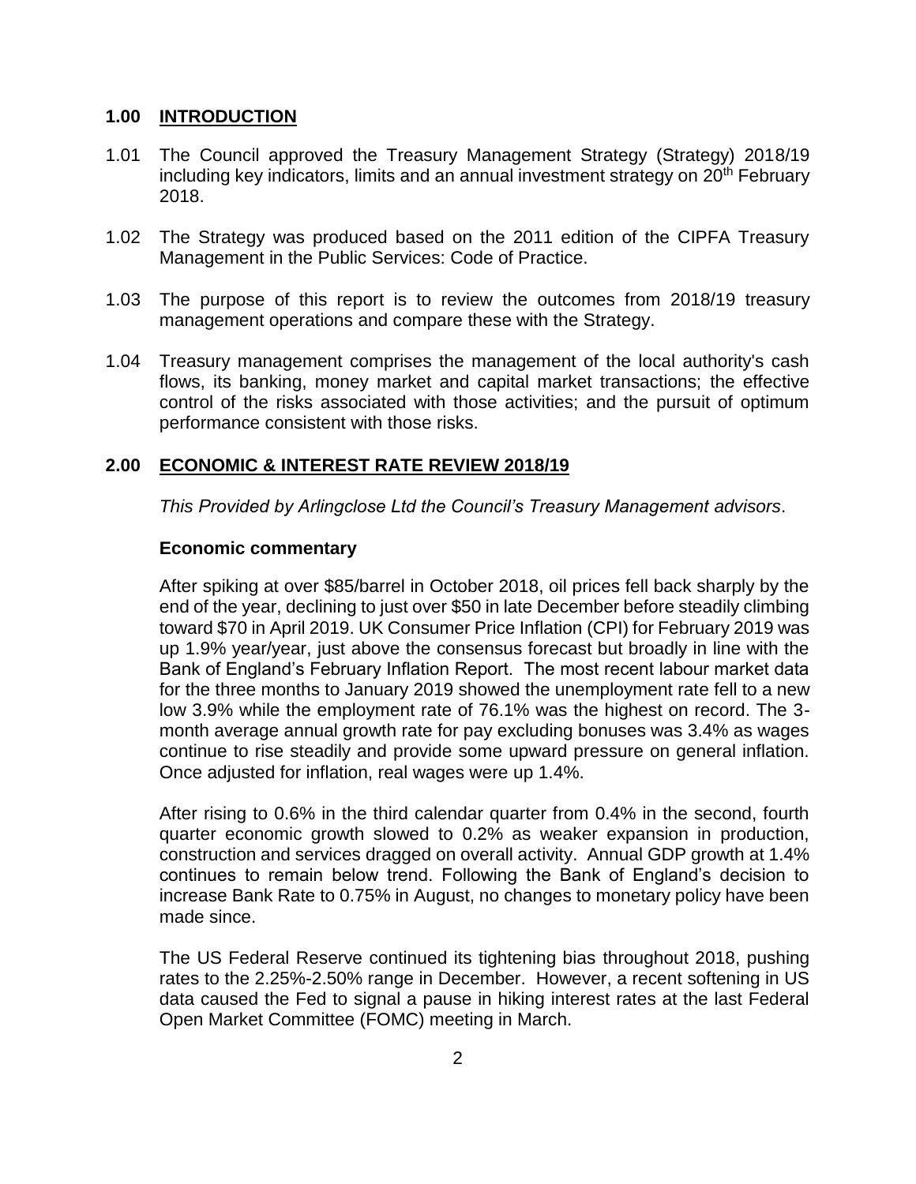## 1.00 INTRODUCTION

1.01 The Council approved the Treasury Management Strategy (Strategy) 2018/19 including key indicators, limits and an annual investment strategy on 20th February 2018.

1.02 The Strategy was produced based on the 2011 edition of the CIPFA Treasury Management in the Public Services: Code of Practice.

1.03 The purpose of this report is to review the outcomes from 2018/19 treasury management operations and compare these with the Strategy.

1.04 Treasury management comprises the management of the local authority's cash flows, its banking, money market and capital market transactions; the effective control of the risks associated with those activities; and the pursuit of optimum performance consistent with those risks.

## 2.00 ECONOMIC & INTEREST RATE REVIEW 2018/19

*This Provided by Arlingclose Ltd the Council's Treasury Management advisors*.

### Economic commentary

After spiking at over $85/barrel in October 2018, oil prices fell back sharply by the end of the year, declining to just over $50 in late December before steadily climbing toward $70 in April 2019. UK Consumer Price Inflation (CPI) for February 2019 was up 1.9% year/year, just above the consensus forecast but broadly in line with the Bank of England's February Inflation Report. The most recent labour market data for the three months to January 2019 showed the unemployment rate fell to a new low 3.9% while the employment rate of 76.1% was the highest on record. The 3-month average annual growth rate for pay excluding bonuses was 3.4% as wages continue to rise steadily and provide some upward pressure on general inflation. Once adjusted for inflation, real wages were up 1.4%.

After rising to 0.6% in the third calendar quarter from 0.4% in the second, fourth quarter economic growth slowed to 0.2% as weaker expansion in production, construction and services dragged on overall activity. Annual GDP growth at 1.4% continues to remain below trend. Following the Bank of England's decision to increase Bank Rate to 0.75% in August, no changes to monetary policy have been made since.

The US Federal Reserve continued its tightening bias throughout 2018, pushing rates to the 2.25%-2.50% range in December. However, a recent softening in US data caused the Fed to signal a pause in hiking interest rates at the last Federal Open Market Committee (FOMC) meeting in March.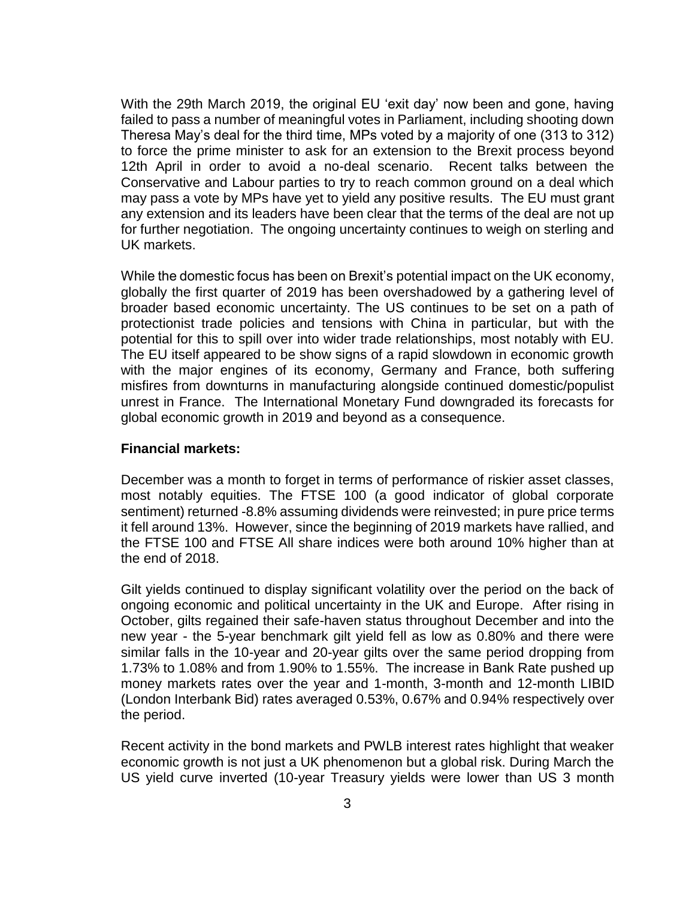With the 29th March 2019, the original EU 'exit day' now been and gone, having failed to pass a number of meaningful votes in Parliament, including shooting down Theresa May's deal for the third time, MPs voted by a majority of one (313 to 312) to force the prime minister to ask for an extension to the Brexit process beyond 12th April in order to avoid a no-deal scenario. Recent talks between the Conservative and Labour parties to try to reach common ground on a deal which may pass a vote by MPs have yet to yield any positive results. The EU must grant any extension and its leaders have been clear that the terms of the deal are not up for further negotiation. The ongoing uncertainty continues to weigh on sterling and UK markets.

While the domestic focus has been on Brexit's potential impact on the UK economy, globally the first quarter of 2019 has been overshadowed by a gathering level of broader based economic uncertainty. The US continues to be set on a path of protectionist trade policies and tensions with China in particular, but with the potential for this to spill over into wider trade relationships, most notably with EU. The EU itself appeared to be show signs of a rapid slowdown in economic growth with the major engines of its economy, Germany and France, both suffering misfires from downturns in manufacturing alongside continued domestic/populist unrest in France. The International Monetary Fund downgraded its forecasts for global economic growth in 2019 and beyond as a consequence.

**Financial markets:**

December was a month to forget in terms of performance of riskier asset classes, most notably equities. The FTSE 100 (a good indicator of global corporate sentiment) returned -8.8% assuming dividends were reinvested; in pure price terms it fell around 13%. However, since the beginning of 2019 markets have rallied, and the FTSE 100 and FTSE All share indices were both around 10% higher than at the end of 2018.

Gilt yields continued to display significant volatility over the period on the back of ongoing economic and political uncertainty in the UK and Europe. After rising in October, gilts regained their safe-haven status throughout December and into the new year - the 5-year benchmark gilt yield fell as low as 0.80% and there were similar falls in the 10-year and 20-year gilts over the same period dropping from 1.73% to 1.08% and from 1.90% to 1.55%. The increase in Bank Rate pushed up money markets rates over the year and 1-month, 3-month and 12-month LIBID (London Interbank Bid) rates averaged 0.53%, 0.67% and 0.94% respectively over the period.

Recent activity in the bond markets and PWLB interest rates highlight that weaker economic growth is not just a UK phenomenon but a global risk. During March the US yield curve inverted (10-year Treasury yields were lower than US 3 month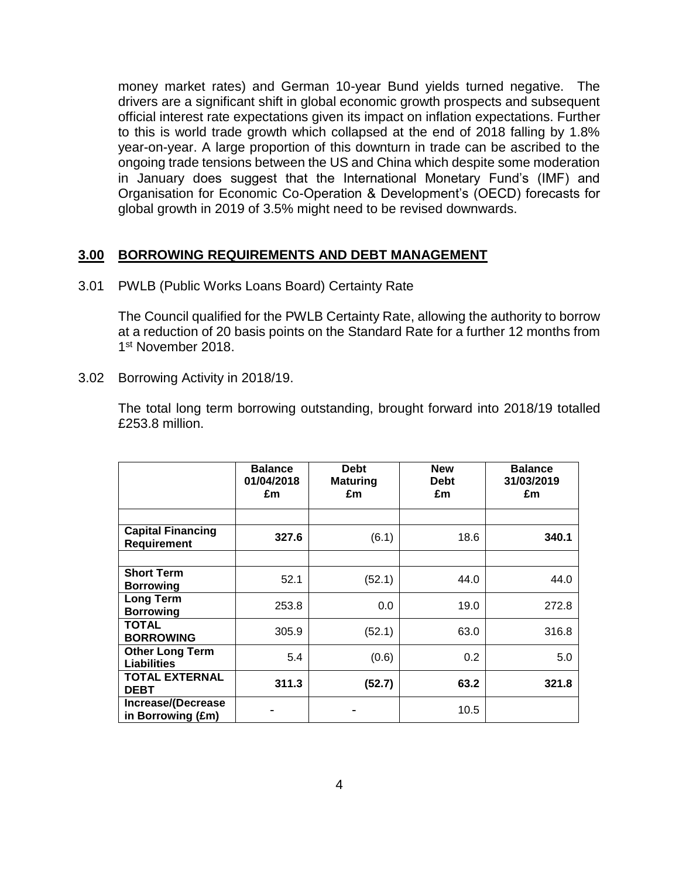money market rates) and German 10-year Bund yields turned negative. The drivers are a significant shift in global economic growth prospects and subsequent official interest rate expectations given its impact on inflation expectations. Further to this is world trade growth which collapsed at the end of 2018 falling by 1.8% year-on-year. A large proportion of this downturn in trade can be ascribed to the ongoing trade tensions between the US and China which despite some moderation in January does suggest that the International Monetary Fund's (IMF) and Organisation for Economic Co-Operation & Development's (OECD) forecasts for global growth in 2019 of 3.5% might need to be revised downwards.

## 3.00 BORROWING REQUIREMENTS AND DEBT MANAGEMENT

3.01 PWLB (Public Works Loans Board) Certainty Rate

The Council qualified for the PWLB Certainty Rate, allowing the authority to borrow at a reduction of 20 basis points on the Standard Rate for a further 12 months from 1st November 2018.

3.02 Borrowing Activity in 2018/19.

The total long term borrowing outstanding, brought forward into 2018/19 totalled £253.8 million.

| | Balance 01/04/2018 £m | Debt Maturing £m | New Debt £m | Balance 31/03/2019 £m |
|---|---|---|---|---|
| | | | | |
| **Capital Financing Requirement** | **327.6** | (6.1) | 18.6 | **340.1** |
| | | | | |
| **Short Term Borrowing** | 52.1 | (52.1) | 44.0 | 44.0 |
| **Long Term Borrowing** | 253.8 | 0.0 | 19.0 | 272.8 |
| **TOTAL BORROWING** | 305.9 | (52.1) | 63.0 | 316.8 |
| **Other Long Term Liabilities** | 5.4 | (0.6) | 0.2 | 5.0 |
| **TOTAL EXTERNAL DEBT** | **311.3** | **(52.7)** | **63.2** | **321.8** |
| **Increase/(Decrease in Borrowing (£m)** | - | - | 10.5 | |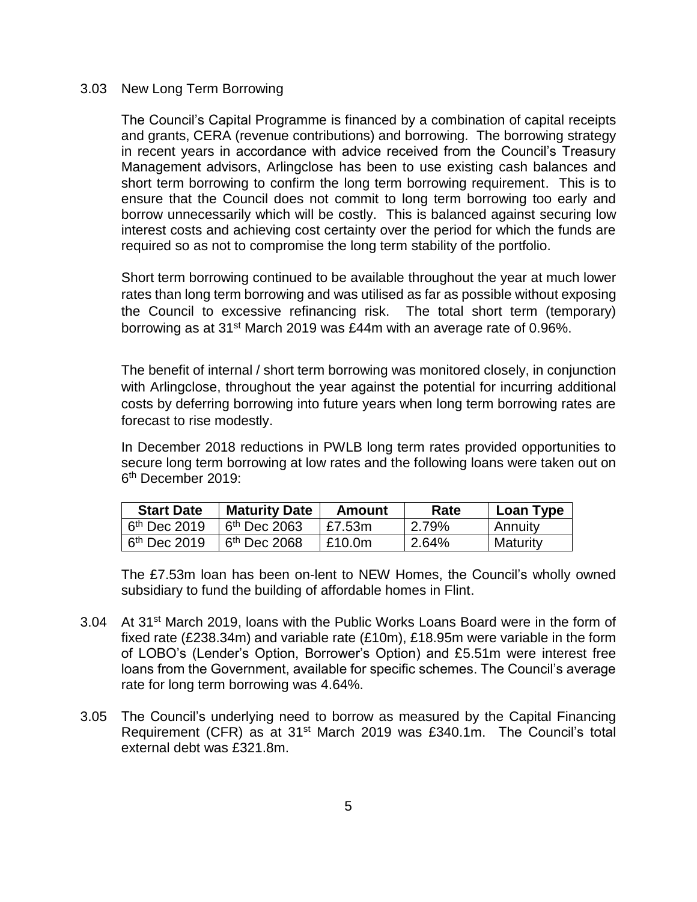3.03 New Long Term Borrowing

The Council's Capital Programme is financed by a combination of capital receipts and grants, CERA (revenue contributions) and borrowing. The borrowing strategy in recent years in accordance with advice received from the Council's Treasury Management advisors, Arlingclose has been to use existing cash balances and short term borrowing to confirm the long term borrowing requirement. This is to ensure that the Council does not commit to long term borrowing too early and borrow unnecessarily which will be costly. This is balanced against securing low interest costs and achieving cost certainty over the period for which the funds are required so as not to compromise the long term stability of the portfolio.

Short term borrowing continued to be available throughout the year at much lower rates than long term borrowing and was utilised as far as possible without exposing the Council to excessive refinancing risk. The total short term (temporary) borrowing as at 31st March 2019 was £44m with an average rate of 0.96%.

The benefit of internal / short term borrowing was monitored closely, in conjunction with Arlingclose, throughout the year against the potential for incurring additional costs by deferring borrowing into future years when long term borrowing rates are forecast to rise modestly.

In December 2018 reductions in PWLB long term rates provided opportunities to secure long term borrowing at low rates and the following loans were taken out on 6th December 2019:

| Start Date | Maturity Date | Amount | Rate | Loan Type |
|---|---|---|---|---|
| 6th Dec 2019 | 6th Dec 2063 | £7.53m | 2.79% | Annuity |
| 6th Dec 2019 | 6th Dec 2068 | £10.0m | 2.64% | Maturity |

The £7.53m loan has been on-lent to NEW Homes, the Council's wholly owned subsidiary to fund the building of affordable homes in Flint.

3.04 At 31st March 2019, loans with the Public Works Loans Board were in the form of fixed rate (£238.34m) and variable rate (£10m), £18.95m were variable in the form of LOBO's (Lender's Option, Borrower's Option) and £5.51m were interest free loans from the Government, available for specific schemes. The Council's average rate for long term borrowing was 4.64%.

3.05 The Council's underlying need to borrow as measured by the Capital Financing Requirement (CFR) as at 31st March 2019 was £340.1m. The Council's total external debt was £321.8m.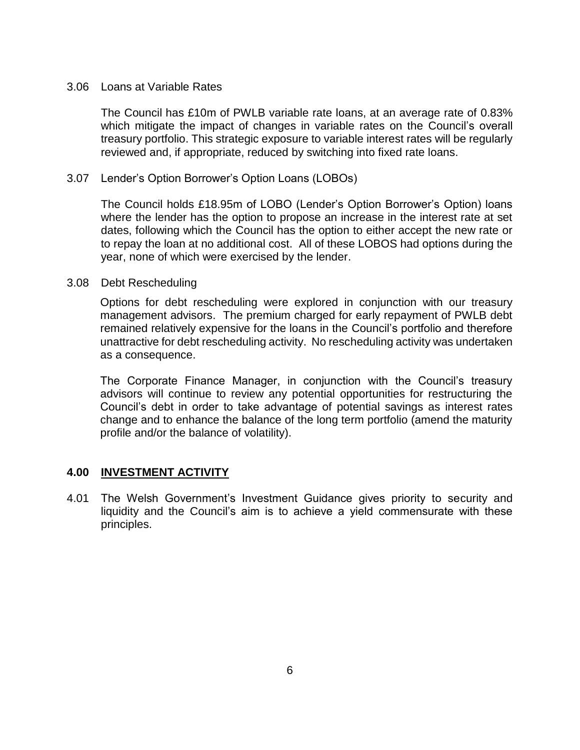3.06 Loans at Variable Rates

The Council has £10m of PWLB variable rate loans, at an average rate of 0.83% which mitigate the impact of changes in variable rates on the Council's overall treasury portfolio. This strategic exposure to variable interest rates will be regularly reviewed and, if appropriate, reduced by switching into fixed rate loans.

3.07 Lender's Option Borrower's Option Loans (LOBOs)

The Council holds £18.95m of LOBO (Lender's Option Borrower's Option) loans where the lender has the option to propose an increase in the interest rate at set dates, following which the Council has the option to either accept the new rate or to repay the loan at no additional cost. All of these LOBOS had options during the year, none of which were exercised by the lender.

3.08 Debt Rescheduling

Options for debt rescheduling were explored in conjunction with our treasury management advisors. The premium charged for early repayment of PWLB debt remained relatively expensive for the loans in the Council's portfolio and therefore unattractive for debt rescheduling activity. No rescheduling activity was undertaken as a consequence.

The Corporate Finance Manager, in conjunction with the Council's treasury advisors will continue to review any potential opportunities for restructuring the Council's debt in order to take advantage of potential savings as interest rates change and to enhance the balance of the long term portfolio (amend the maturity profile and/or the balance of volatility).

## 4.00 INVESTMENT ACTIVITY

4.01 The Welsh Government's Investment Guidance gives priority to security and liquidity and the Council's aim is to achieve a yield commensurate with these principles.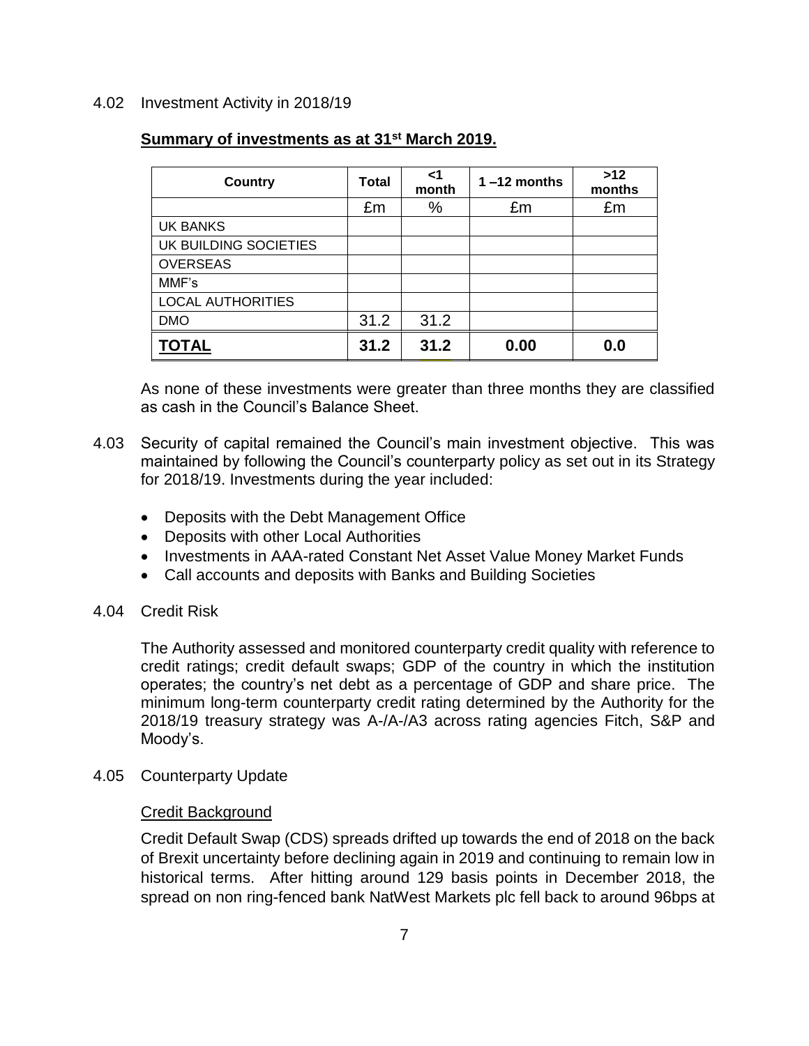4.02 Investment Activity in 2018/19

**Summary of investments as at 31st March 2019.**

| Country | Total | <1 month | 1 –12 months | >12 months |
|---|---|---|---|---|
| | £m | % | £m | £m |
| UK BANKS | | | | |
| UK BUILDING SOCIETIES | | | | |
| OVERSEAS | | | | |
| MMF's | | | | |
| LOCAL AUTHORITIES | | | | |
| DMO | 31.2 | 31.2 | | |
| **TOTAL** | **31.2** | **31.2** | **0.00** | **0.0** |

As none of these investments were greater than three months they are classified as cash in the Council's Balance Sheet.

4.03 Security of capital remained the Council's main investment objective. This was maintained by following the Council's counterparty policy as set out in its Strategy for 2018/19. Investments during the year included:

- Deposits with the Debt Management Office
- Deposits with other Local Authorities
- Investments in AAA-rated Constant Net Asset Value Money Market Funds
- Call accounts and deposits with Banks and Building Societies

4.04 Credit Risk

The Authority assessed and monitored counterparty credit quality with reference to credit ratings; credit default swaps; GDP of the country in which the institution operates; the country's net debt as a percentage of GDP and share price. The minimum long-term counterparty credit rating determined by the Authority for the 2018/19 treasury strategy was A-/A-/A3 across rating agencies Fitch, S&P and Moody's.

4.05 Counterparty Update

Credit Background

Credit Default Swap (CDS) spreads drifted up towards the end of 2018 on the back of Brexit uncertainty before declining again in 2019 and continuing to remain low in historical terms. After hitting around 129 basis points in December 2018, the spread on non ring-fenced bank NatWest Markets plc fell back to around 96bps at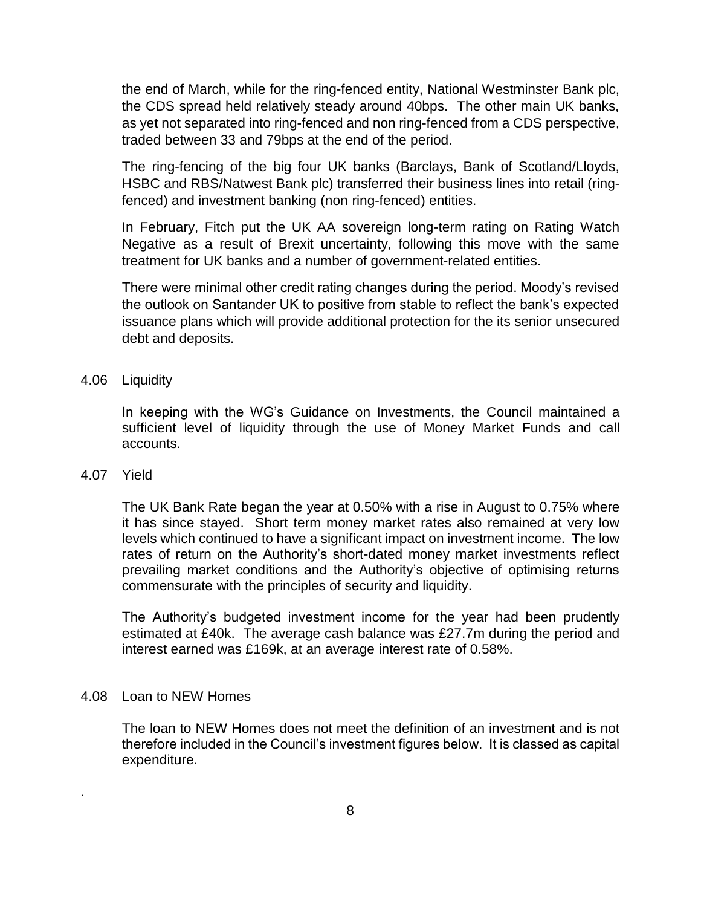the end of March, while for the ring-fenced entity, National Westminster Bank plc, the CDS spread held relatively steady around 40bps. The other main UK banks, as yet not separated into ring-fenced and non ring-fenced from a CDS perspective, traded between 33 and 79bps at the end of the period.

The ring-fencing of the big four UK banks (Barclays, Bank of Scotland/Lloyds, HSBC and RBS/Natwest Bank plc) transferred their business lines into retail (ring-fenced) and investment banking (non ring-fenced) entities.

In February, Fitch put the UK AA sovereign long-term rating on Rating Watch Negative as a result of Brexit uncertainty, following this move with the same treatment for UK banks and a number of government-related entities.

There were minimal other credit rating changes during the period. Moody's revised the outlook on Santander UK to positive from stable to reflect the bank's expected issuance plans which will provide additional protection for the its senior unsecured debt and deposits.

4.06 Liquidity

In keeping with the WG's Guidance on Investments, the Council maintained a sufficient level of liquidity through the use of Money Market Funds and call accounts.

4.07 Yield

The UK Bank Rate began the year at 0.50% with a rise in August to 0.75% where it has since stayed. Short term money market rates also remained at very low levels which continued to have a significant impact on investment income. The low rates of return on the Authority's short-dated money market investments reflect prevailing market conditions and the Authority's objective of optimising returns commensurate with the principles of security and liquidity.

The Authority's budgeted investment income for the year had been prudently estimated at £40k. The average cash balance was £27.7m during the period and interest earned was £169k, at an average interest rate of 0.58%.

4.08 Loan to NEW Homes

The loan to NEW Homes does not meet the definition of an investment and is not therefore included in the Council's investment figures below. It is classed as capital expenditure.

.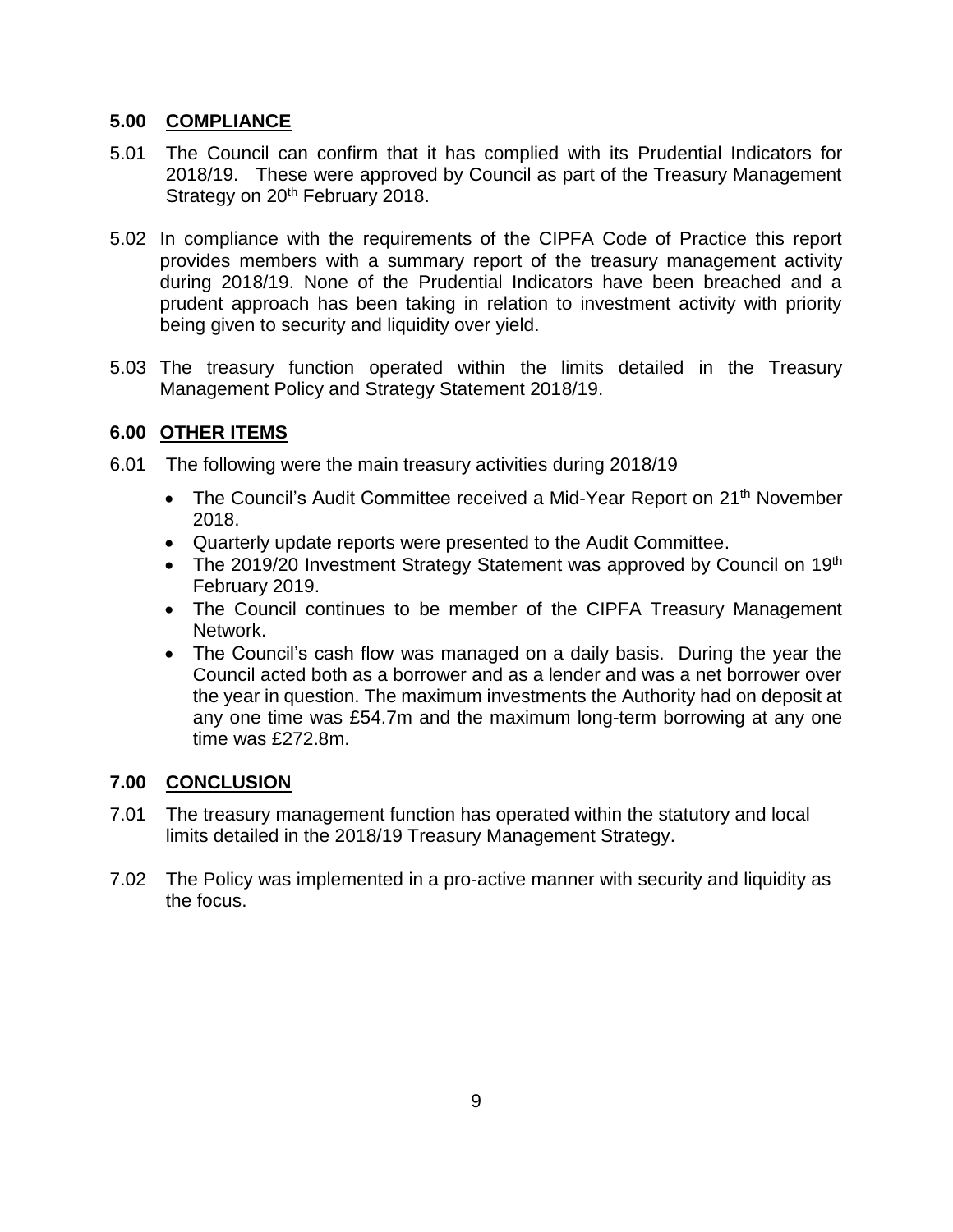## 5.00 COMPLIANCE

5.01 The Council can confirm that it has complied with its Prudential Indicators for 2018/19. These were approved by Council as part of the Treasury Management Strategy on 20th February 2018.

5.02 In compliance with the requirements of the CIPFA Code of Practice this report provides members with a summary report of the treasury management activity during 2018/19. None of the Prudential Indicators have been breached and a prudent approach has been taking in relation to investment activity with priority being given to security and liquidity over yield.

5.03 The treasury function operated within the limits detailed in the Treasury Management Policy and Strategy Statement 2018/19.

## 6.00 OTHER ITEMS

6.01 The following were the main treasury activities during 2018/19

- The Council's Audit Committee received a Mid-Year Report on 21th November 2018.
- Quarterly update reports were presented to the Audit Committee.
- The 2019/20 Investment Strategy Statement was approved by Council on 19th February 2019.
- The Council continues to be member of the CIPFA Treasury Management Network.
- The Council's cash flow was managed on a daily basis. During the year the Council acted both as a borrower and as a lender and was a net borrower over the year in question. The maximum investments the Authority had on deposit at any one time was £54.7m and the maximum long-term borrowing at any one time was £272.8m.

## 7.00 CONCLUSION

7.01 The treasury management function has operated within the statutory and local limits detailed in the 2018/19 Treasury Management Strategy.

7.02 The Policy was implemented in a pro-active manner with security and liquidity as the focus.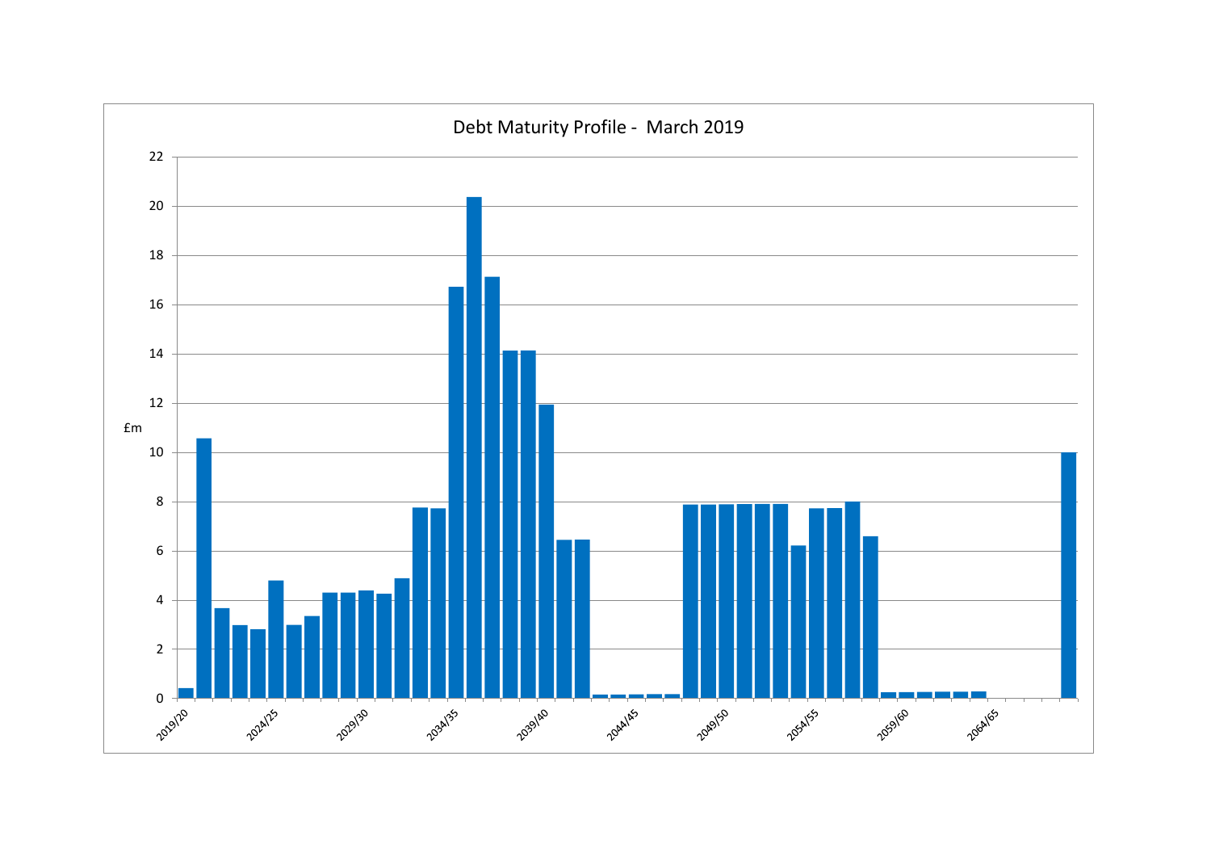Debt Maturity Profile - March 2019

£m

22
20
18
16
14
12
10
8
6
4
2
0

2019/20
2024/25
2029/30
2034/35
2039/40
2044/45
2049/50
2054/55
2059/60
2064/65